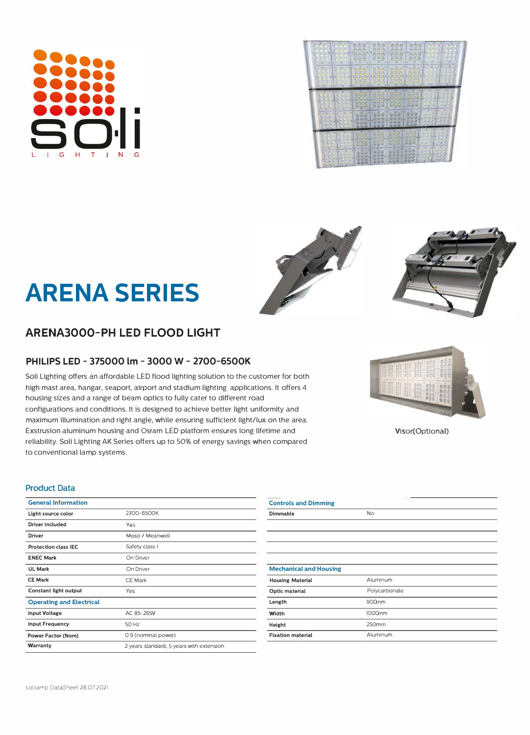# ARENA SERIES

## ARENA3000-PH LED FLOOD LIGHT

### PHILIPS LED - 375000 lm - 3000 W - 2700-6500K

Soli Lighting offers an affordable LED flood lighting solution to the customer for both high mast area, hangar, seaport, airport and stadium lighting applications. It offers 4 housing sizes and a range of beam optics to fully cater to different road configurations and conditions. It is designed to achieve better light uniformity and maximum illumination and right angle, while ensuring sufficient light/lux on the area. Exstrusion aluminum housing and Osram LED platform ensures long lifetime and reliability. Soli Lighting AK Series offers up to 50% of energy savings when compared to conventional lamp systems.

Visor(Optional)

## Product Data

| General Information | |
|---|---|
| Light source color | 2700-6500K |
| Driver included | Yes |
| Driver | Moso / Meanwell |
| Protection class IEC | Safety class I |
| ENEC Mark | On Driver |
| UL Mark | On Driver |
| CE Mark | CE Mark |
| Constant light output | Yes |
| **Operating and Electrical** | |
| Input Voltage | AC 85-265V |
| Input Frequency | 50 Hz |
| Power Factor (Nom) | 0.9 (nominal power) |
| Warranty | 2 years standard, 5 years with extension |

| Controls and Dimming | |
|---|---|
| Dimmable | No |

| Mechanical and Housing | |
|---|---|
| Housing Material | Aluminum |
| Optic material | Polycarbonate |
| Length | 900mm |
| Width | 1000mm |
| Height | 250mm |
| Fixation material | Aluminum |

solilamp DataSheet 28.07.2021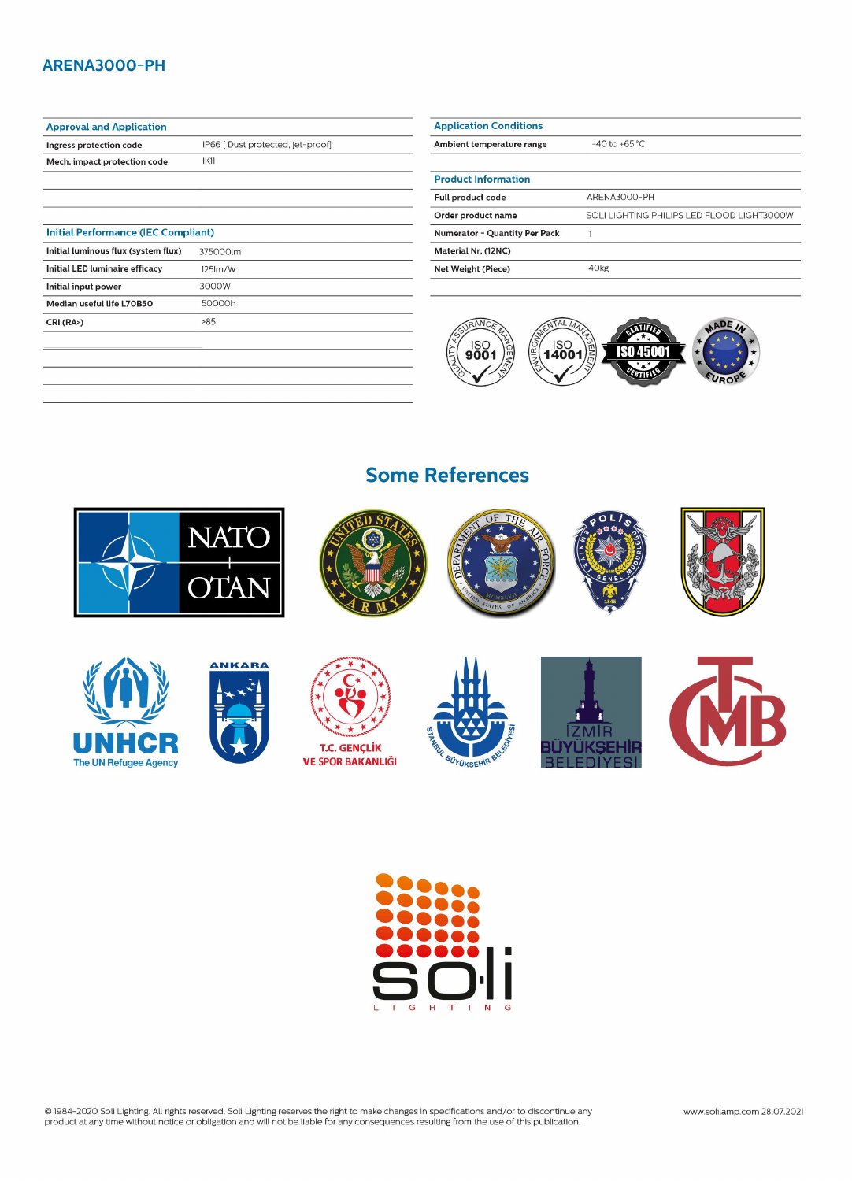## ARENA3000-PH

| Approval and Application | |
|---|---|
| Ingress protection code | IP66 [ Dust protected, jet-proof] |
| Mech. impact protection code | IK11 |

| Initial Performance (IEC Compliant) | |
|---|---|
| Initial luminous flux (system flux) | 375000lm |
| Initial LED luminaire efficacy | 125lm/W |
| Initial input power | 3000W |
| Median useful life L70B50 | 50000h |
| CRI (RA>) | >85 |

| Application Conditions | |
|---|---|
| Ambient temperature range | -40 to +65 °C |

| Product Information | |
|---|---|
| Full product code | ARENA3000-PH |
| Order product name | SOLI LIGHTING PHILIPS LED FLOOD LIGHT3000W |
| Numerator - Quantity Per Pack | 1 |
| Material Nr. (12NC) | |
| Net Weight (Piece) | 40kg |

## Some References

© 1984-2020 Soli Lighting. All rights reserved. Soli Lighting reserves the right to make changes in specifications and/or to discontinue any product at any time without notice or obligation and will not be liable for any consequences resulting from the use of this publication.

www.solilamp.com 28.07.2021